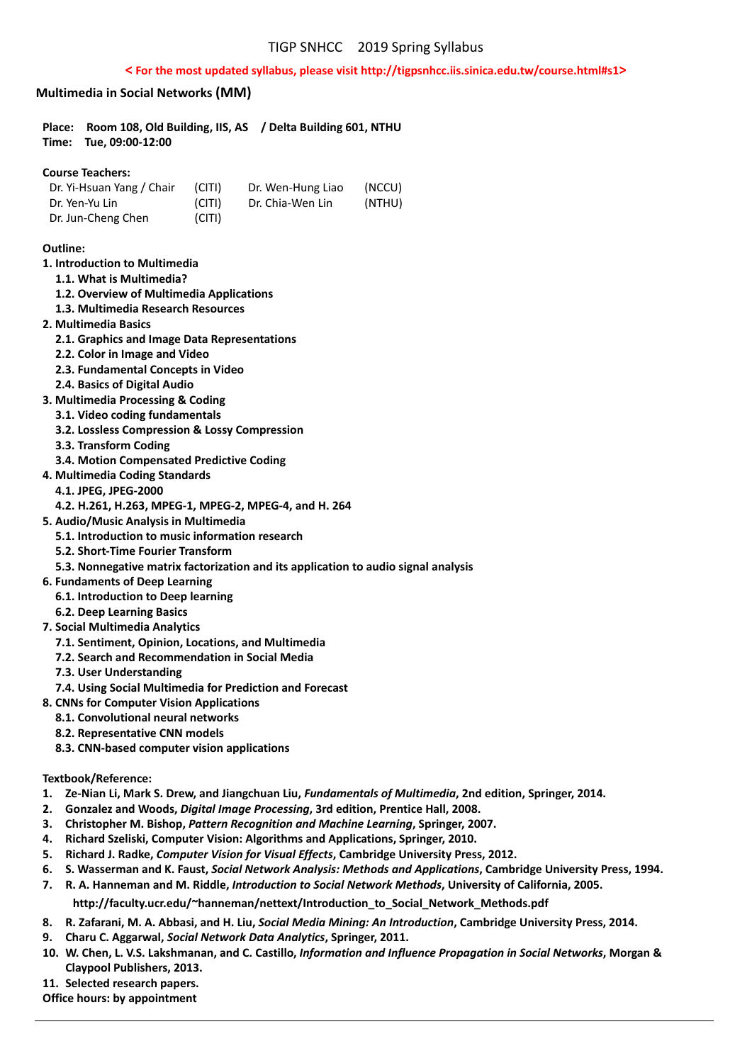TIGP SNHCC 2019 Spring Syllabus

**< For the most updated syllabus, please visit http://tigpsnhcc.iis.sinica.edu.tw/course.html#s1>**

## Multimedia in Social Networks (MM)

**Place: Room 108, Old Building, IIS, AS / Delta Building 601, NTHU**
**Time: Tue, 09:00-12:00**

**Course Teachers:**

| | | | |
|---|---|---|---|
| Dr. Yi-Hsuan Yang / Chair | (CITI) | Dr. Wen-Hung Liao | (NCCU) |
| Dr. Yen-Yu Lin | (CITI) | Dr. Chia-Wen Lin | (NTHU) |
| Dr. Jun-Cheng Chen | (CITI) | | |

**Outline:**

1. **Introduction to Multimedia**
   - **1.1. What is Multimedia?**
   - **1.2. Overview of Multimedia Applications**
   - **1.3. Multimedia Research Resources**
2. **Multimedia Basics**
   - **2.1. Graphics and Image Data Representations**
   - **2.2. Color in Image and Video**
   - **2.3. Fundamental Concepts in Video**
   - **2.4. Basics of Digital Audio**
3. **Multimedia Processing & Coding**
   - **3.1. Video coding fundamentals**
   - **3.2. Lossless Compression & Lossy Compression**
   - **3.3. Transform Coding**
   - **3.4. Motion Compensated Predictive Coding**
4. **Multimedia Coding Standards**
   - **4.1. JPEG, JPEG-2000**
   - **4.2. H.261, H.263, MPEG-1, MPEG-2, MPEG-4, and H. 264**
5. **Audio/Music Analysis in Multimedia**
   - **5.1. Introduction to music information research**
   - **5.2. Short-Time Fourier Transform**
   - **5.3. Nonnegative matrix factorization and its application to audio signal analysis**
6. **Fundaments of Deep Learning**
   - **6.1. Introduction to Deep learning**
   - **6.2. Deep Learning Basics**
7. **Social Multimedia Analytics**
   - **7.1. Sentiment, Opinion, Locations, and Multimedia**
   - **7.2. Search and Recommendation in Social Media**
   - **7.3. User Understanding**
   - **7.4. Using Social Multimedia for Prediction and Forecast**
8. **CNNs for Computer Vision Applications**
   - **8.1. Convolutional neural networks**
   - **8.2. Representative CNN models**
   - **8.3. CNN-based computer vision applications**

**Textbook/Reference:**

1. **Ze-Nian Li, Mark S. Drew, and Jiangchuan Liu, *Fundamentals of Multimedia*, 2nd edition, Springer, 2014.**
2. **Gonzalez and Woods, *Digital Image Processing*, 3rd edition, Prentice Hall, 2008.**
3. **Christopher M. Bishop, *Pattern Recognition and Machine Learning*, Springer, 2007.**
4. **Richard Szeliski, Computer Vision: Algorithms and Applications, Springer, 2010.**
5. **Richard J. Radke, *Computer Vision for Visual Effects*, Cambridge University Press, 2012.**
6. **S. Wasserman and K. Faust, *Social Network Analysis: Methods and Applications*, Cambridge University Press, 1994.**
7. **R. A. Hanneman and M. Riddle, *Introduction to Social Network Methods*, University of California, 2005.**
   **http://faculty.ucr.edu/~hanneman/nettext/Introduction_to_Social_Network_Methods.pdf**
8. **R. Zafarani, M. A. Abbasi, and H. Liu, *Social Media Mining: An Introduction*, Cambridge University Press, 2014.**
9. **Charu C. Aggarwal, *Social Network Data Analytics*, Springer, 2011.**
10. **W. Chen, L. V.S. Lakshmanan, and C. Castillo, *Information and Influence Propagation in Social Networks*, Morgan & Claypool Publishers, 2013.**
11. **Selected research papers.**

**Office hours: by appointment**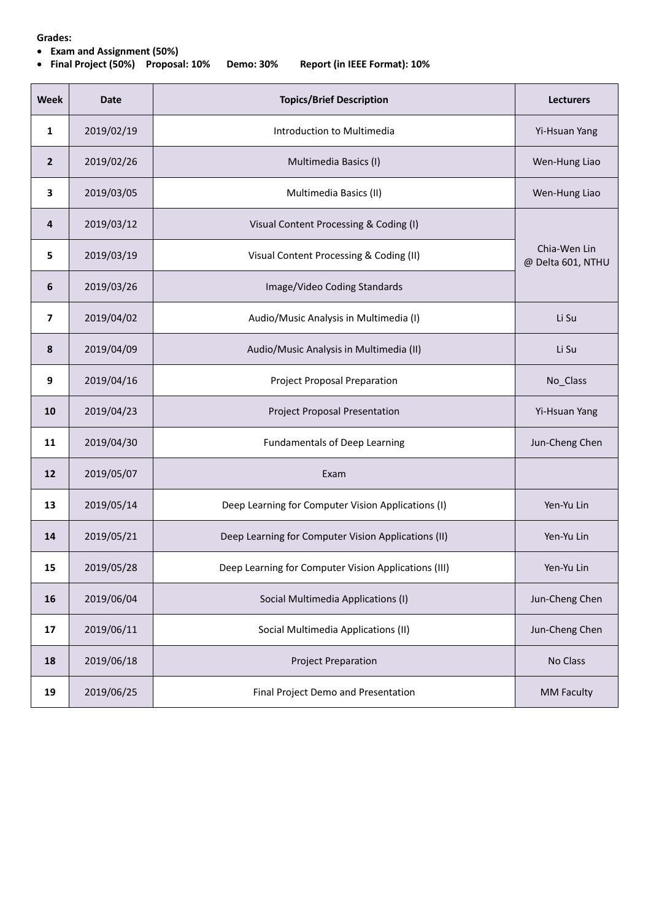**Grades:**

- **Exam and Assignment (50%)**
- **Final Project (50%) Proposal: 10% Demo: 30% Report (in IEEE Format): 10%**

| Week | Date | Topics/Brief Description | Lecturers |
|---|---|---|---|
| 1 | 2019/02/19 | Introduction to Multimedia | Yi-Hsuan Yang |
| 2 | 2019/02/26 | Multimedia Basics (I) | Wen-Hung Liao |
| 3 | 2019/03/05 | Multimedia Basics (II) | Wen-Hung Liao |
| 4 | 2019/03/12 | Visual Content Processing & Coding (I) | Chia-Wen Lin @ Delta 601, NTHU |
| 5 | 2019/03/19 | Visual Content Processing & Coding (II) | |
| 6 | 2019/03/26 | Image/Video Coding Standards | |
| 7 | 2019/04/02 | Audio/Music Analysis in Multimedia (I) | Li Su |
| 8 | 2019/04/09 | Audio/Music Analysis in Multimedia (II) | Li Su |
| 9 | 2019/04/16 | Project Proposal Preparation | No_Class |
| 10 | 2019/04/23 | Project Proposal Presentation | Yi-Hsuan Yang |
| 11 | 2019/04/30 | Fundamentals of Deep Learning | Jun-Cheng Chen |
| 12 | 2019/05/07 | Exam | |
| 13 | 2019/05/14 | Deep Learning for Computer Vision Applications (I) | Yen-Yu Lin |
| 14 | 2019/05/21 | Deep Learning for Computer Vision Applications (II) | Yen-Yu Lin |
| 15 | 2019/05/28 | Deep Learning for Computer Vision Applications (III) | Yen-Yu Lin |
| 16 | 2019/06/04 | Social Multimedia Applications (I) | Jun-Cheng Chen |
| 17 | 2019/06/11 | Social Multimedia Applications (II) | Jun-Cheng Chen |
| 18 | 2019/06/18 | Project Preparation | No Class |
| 19 | 2019/06/25 | Final Project Demo and Presentation | MM Faculty |